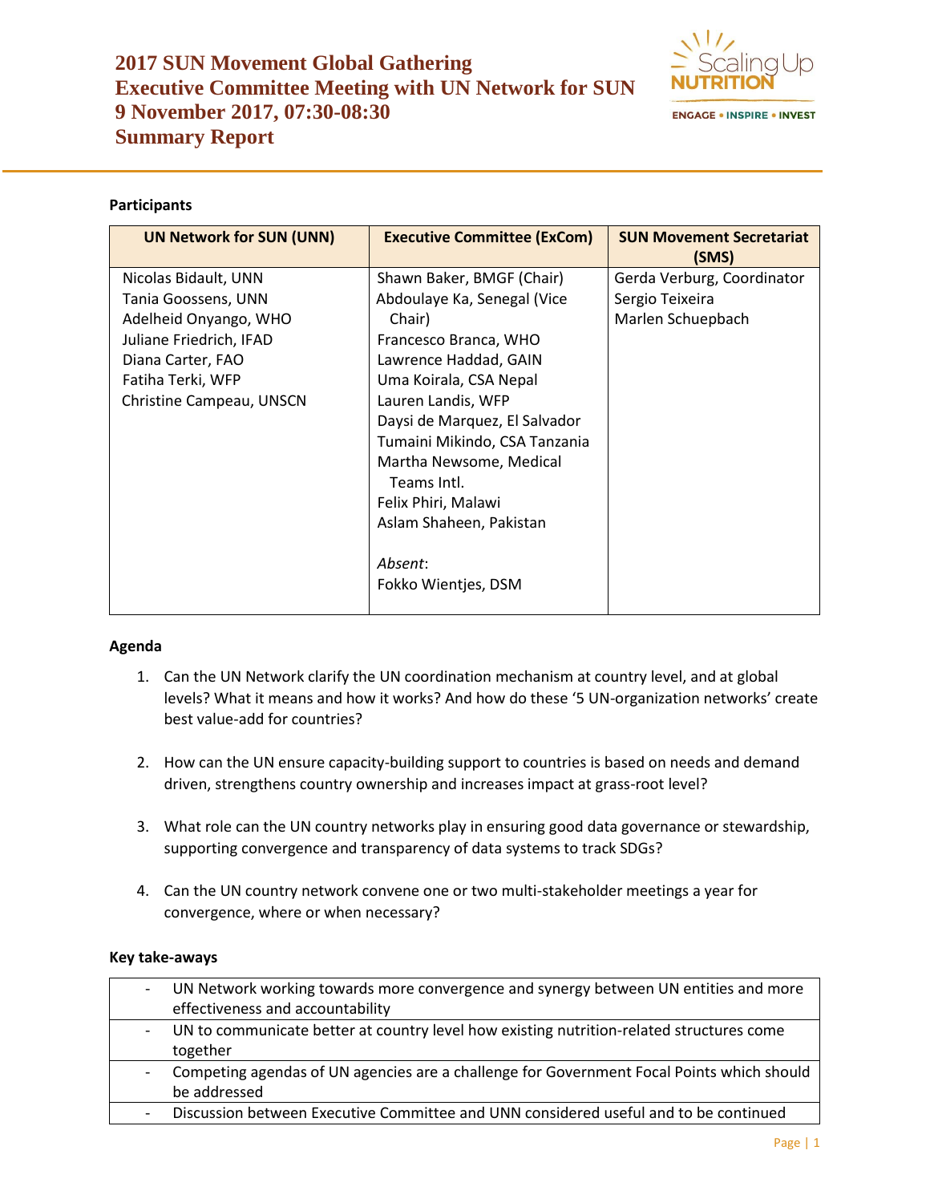# 2017 SUN Movement Global Gathering
# Executive Committee Meeting with UN Network for SUN
# 9 November 2017, 07:30-08:30
# Summary Report

**Participants**

| UN Network for SUN (UNN) | Executive Committee (ExCom) | SUN Movement Secretariat (SMS) |
|---|---|---|
| Nicolas Bidault, UNN<br>Tania Goossens, UNN<br>Adelheid Onyango, WHO<br>Juliane Friedrich, IFAD<br>Diana Carter, FAO<br>Fatiha Terki, WFP<br>Christine Campeau, UNSCN | Shawn Baker, BMGF (Chair)<br>Abdoulaye Ka, Senegal (Vice Chair)<br>Francesco Branca, WHO<br>Lawrence Haddad, GAIN<br>Uma Koirala, CSA Nepal<br>Lauren Landis, WFP<br>Daysi de Marquez, El Salvador<br>Tumaini Mikindo, CSA Tanzania<br>Martha Newsome, Medical Teams Intl.<br>Felix Phiri, Malawi<br>Aslam Shaheen, Pakistan<br><br>*Absent*:<br>Fokko Wientjes, DSM | Gerda Verburg, Coordinator<br>Sergio Teixeira<br>Marlen Schuepbach |

**Agenda**

1. Can the UN Network clarify the UN coordination mechanism at country level, and at global levels? What it means and how it works? And how do these '5 UN-organization networks' create best value-add for countries?

2. How can the UN ensure capacity-building support to countries is based on needs and demand driven, strengthens country ownership and increases impact at grass-root level?

3. What role can the UN country networks play in ensuring good data governance or stewardship, supporting convergence and transparency of data systems to track SDGs?

4. Can the UN country network convene one or two multi-stakeholder meetings a year for convergence, where or when necessary?

**Key take-aways**

| | |
|---|---|
| - | UN Network working towards more convergence and synergy between UN entities and more effectiveness and accountability |
| - | UN to communicate better at country level how existing nutrition-related structures come together |
| - | Competing agendas of UN agencies are a challenge for Government Focal Points which should be addressed |
| - | Discussion between Executive Committee and UNN considered useful and to be continued |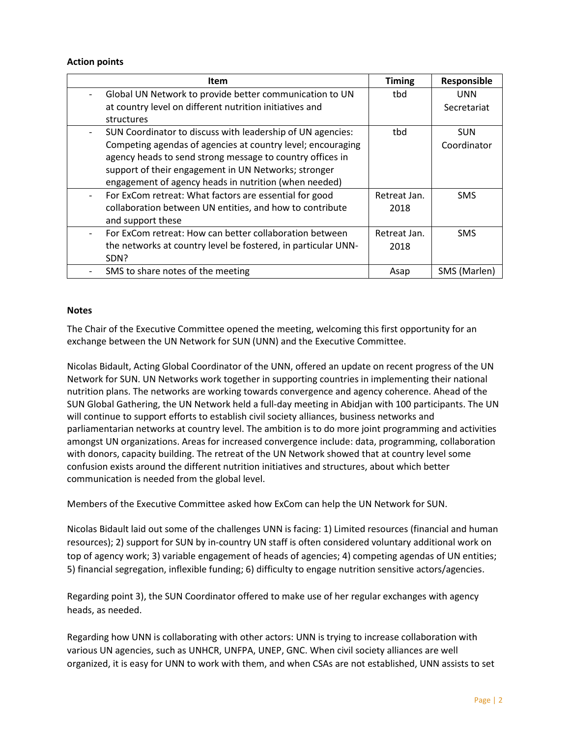**Action points**

| Item | Timing | Responsible |
|---|---|---|
| - Global UN Network to provide better communication to UN at country level on different nutrition initiatives and structures | tbd | UNN Secretariat |
| - SUN Coordinator to discuss with leadership of UN agencies: Competing agendas of agencies at country level; encouraging agency heads to send strong message to country offices in support of their engagement in UN Networks; stronger engagement of agency heads in nutrition (when needed) | tbd | SUN Coordinator |
| - For ExCom retreat: What factors are essential for good collaboration between UN entities, and how to contribute and support these | Retreat Jan. 2018 | SMS |
| - For ExCom retreat: How can better collaboration between the networks at country level be fostered, in particular UNN-SDN? | Retreat Jan. 2018 | SMS |
| - SMS to share notes of the meeting | Asap | SMS (Marlen) |

**Notes**

The Chair of the Executive Committee opened the meeting, welcoming this first opportunity for an exchange between the UN Network for SUN (UNN) and the Executive Committee.

Nicolas Bidault, Acting Global Coordinator of the UNN, offered an update on recent progress of the UN Network for SUN. UN Networks work together in supporting countries in implementing their national nutrition plans. The networks are working towards convergence and agency coherence. Ahead of the SUN Global Gathering, the UN Network held a full-day meeting in Abidjan with 100 participants. The UN will continue to support efforts to establish civil society alliances, business networks and parliamentarian networks at country level. The ambition is to do more joint programming and activities amongst UN organizations. Areas for increased convergence include: data, programming, collaboration with donors, capacity building. The retreat of the UN Network showed that at country level some confusion exists around the different nutrition initiatives and structures, about which better communication is needed from the global level.

Members of the Executive Committee asked how ExCom can help the UN Network for SUN.

Nicolas Bidault laid out some of the challenges UNN is facing: 1) Limited resources (financial and human resources); 2) support for SUN by in-country UN staff is often considered voluntary additional work on top of agency work; 3) variable engagement of heads of agencies; 4) competing agendas of UN entities; 5) financial segregation, inflexible funding; 6) difficulty to engage nutrition sensitive actors/agencies.

Regarding point 3), the SUN Coordinator offered to make use of her regular exchanges with agency heads, as needed.

Regarding how UNN is collaborating with other actors: UNN is trying to increase collaboration with various UN agencies, such as UNHCR, UNFPA, UNEP, GNC. When civil society alliances are well organized, it is easy for UNN to work with them, and when CSAs are not established, UNN assists to set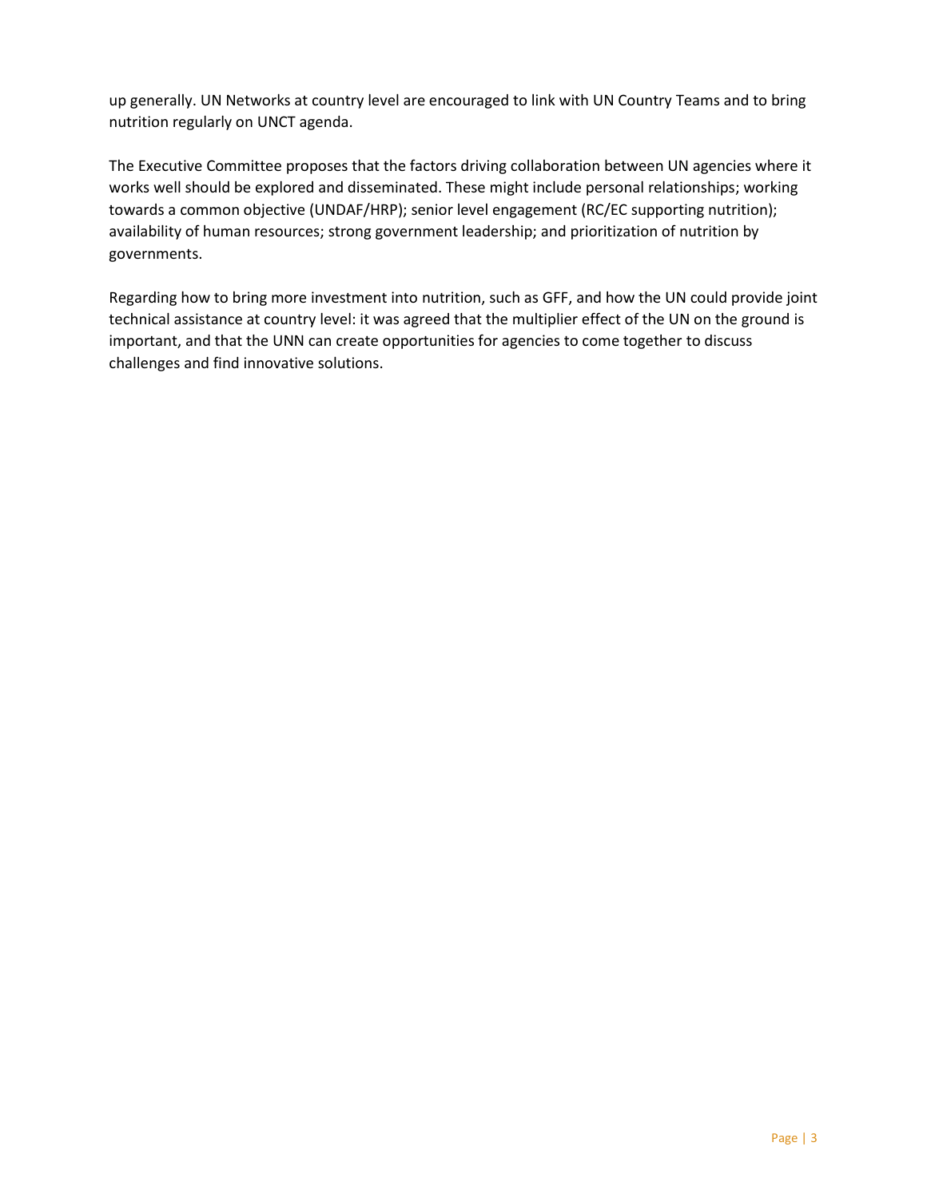up generally. UN Networks at country level are encouraged to link with UN Country Teams and to bring nutrition regularly on UNCT agenda.

The Executive Committee proposes that the factors driving collaboration between UN agencies where it works well should be explored and disseminated. These might include personal relationships; working towards a common objective (UNDAF/HRP); senior level engagement (RC/EC supporting nutrition); availability of human resources; strong government leadership; and prioritization of nutrition by governments.

Regarding how to bring more investment into nutrition, such as GFF, and how the UN could provide joint technical assistance at country level: it was agreed that the multiplier effect of the UN on the ground is important, and that the UNN can create opportunities for agencies to come together to discuss challenges and find innovative solutions.